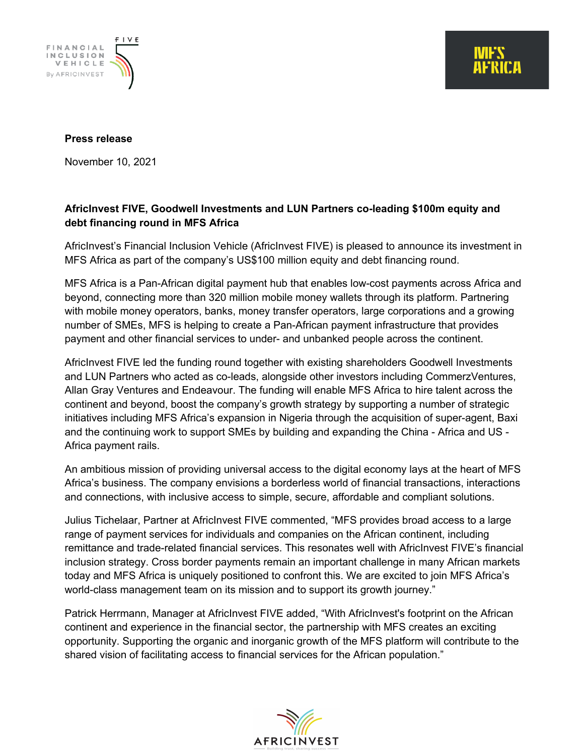**Press release**

November 10, 2021

## AfricInvest FIVE, Goodwell Investments and LUN Partners co-leading $100m equity and debt financing round in MFS Africa

AfricInvest's Financial Inclusion Vehicle (AfricInvest FIVE) is pleased to announce its investment in MFS Africa as part of the company's US$100 million equity and debt financing round.

MFS Africa is a Pan-African digital payment hub that enables low-cost payments across Africa and beyond, connecting more than 320 million mobile money wallets through its platform. Partnering with mobile money operators, banks, money transfer operators, large corporations and a growing number of SMEs, MFS is helping to create a Pan-African payment infrastructure that provides payment and other financial services to under- and unbanked people across the continent.

AfricInvest FIVE led the funding round together with existing shareholders Goodwell Investments and LUN Partners who acted as co-leads, alongside other investors including CommerzVentures, Allan Gray Ventures and Endeavour. The funding will enable MFS Africa to hire talent across the continent and beyond, boost the company's growth strategy by supporting a number of strategic initiatives including MFS Africa's expansion in Nigeria through the acquisition of super-agent, Baxi and the continuing work to support SMEs by building and expanding the China - Africa and US - Africa payment rails.

An ambitious mission of providing universal access to the digital economy lays at the heart of MFS Africa's business. The company envisions a borderless world of financial transactions, interactions and connections, with inclusive access to simple, secure, affordable and compliant solutions.

Julius Tichelaar, Partner at AfricInvest FIVE commented, "MFS provides broad access to a large range of payment services for individuals and companies on the African continent, including remittance and trade-related financial services. This resonates well with AfricInvest FIVE's financial inclusion strategy. Cross border payments remain an important challenge in many African markets today and MFS Africa is uniquely positioned to confront this. We are excited to join MFS Africa's world-class management team on its mission and to support its growth journey."

Patrick Herrmann, Manager at AfricInvest FIVE added, "With AfricInvest's footprint on the African continent and experience in the financial sector, the partnership with MFS creates an exciting opportunity. Supporting the organic and inorganic growth of the MFS platform will contribute to the shared vision of facilitating access to financial services for the African population."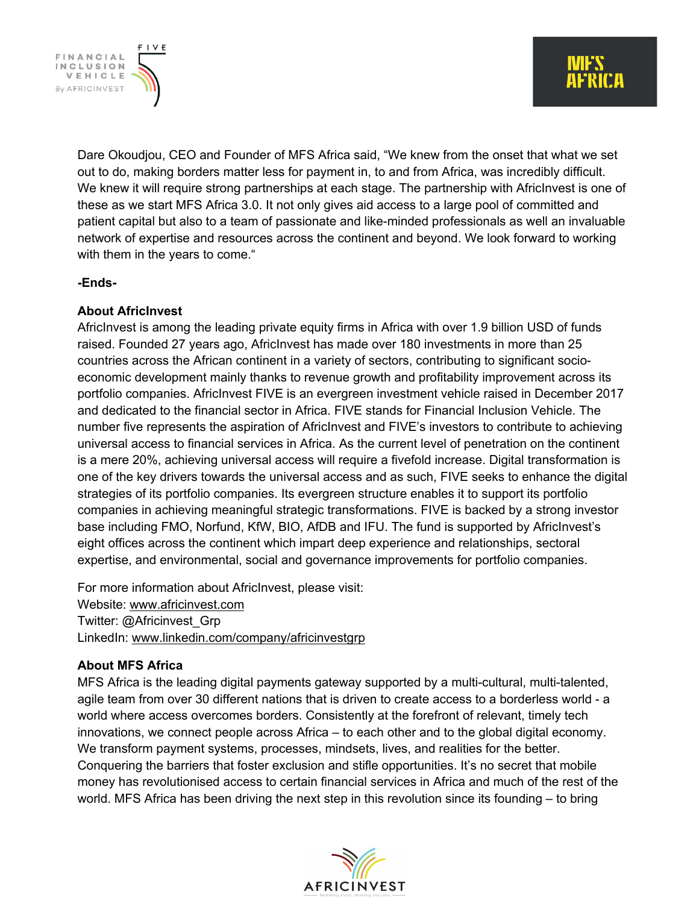Dare Okoudjou, CEO and Founder of MFS Africa said, "We knew from the onset that what we set out to do, making borders matter less for payment in, to and from Africa, was incredibly difficult. We knew it will require strong partnerships at each stage. The partnership with AfricInvest is one of these as we start MFS Africa 3.0. It not only gives aid access to a large pool of committed and patient capital but also to a team of passionate and like-minded professionals as well an invaluable network of expertise and resources across the continent and beyond. We look forward to working with them in the years to come."

**-Ends-**

**About AfricInvest**

AfricInvest is among the leading private equity firms in Africa with over 1.9 billion USD of funds raised. Founded 27 years ago, AfricInvest has made over 180 investments in more than 25 countries across the African continent in a variety of sectors, contributing to significant socio-economic development mainly thanks to revenue growth and profitability improvement across its portfolio companies. AfricInvest FIVE is an evergreen investment vehicle raised in December 2017 and dedicated to the financial sector in Africa. FIVE stands for Financial Inclusion Vehicle. The number five represents the aspiration of AfricInvest and FIVE's investors to contribute to achieving universal access to financial services in Africa. As the current level of penetration on the continent is a mere 20%, achieving universal access will require a fivefold increase. Digital transformation is one of the key drivers towards the universal access and as such, FIVE seeks to enhance the digital strategies of its portfolio companies. Its evergreen structure enables it to support its portfolio companies in achieving meaningful strategic transformations. FIVE is backed by a strong investor base including FMO, Norfund, KfW, BIO, AfDB and IFU. The fund is supported by AfricInvest's eight offices across the continent which impart deep experience and relationships, sectoral expertise, and environmental, social and governance improvements for portfolio companies.

For more information about AfricInvest, please visit:
Website: www.africinvest.com
Twitter: @Africinvest_Grp
LinkedIn: www.linkedin.com/company/africinvestgrp

**About MFS Africa**

MFS Africa is the leading digital payments gateway supported by a multi-cultural, multi-talented, agile team from over 30 different nations that is driven to create access to a borderless world - a world where access overcomes borders. Consistently at the forefront of relevant, timely tech innovations, we connect people across Africa – to each other and to the global digital economy. We transform payment systems, processes, mindsets, lives, and realities for the better. Conquering the barriers that foster exclusion and stifle opportunities. It's no secret that mobile money has revolutionised access to certain financial services in Africa and much of the rest of the world. MFS Africa has been driving the next step in this revolution since its founding – to bring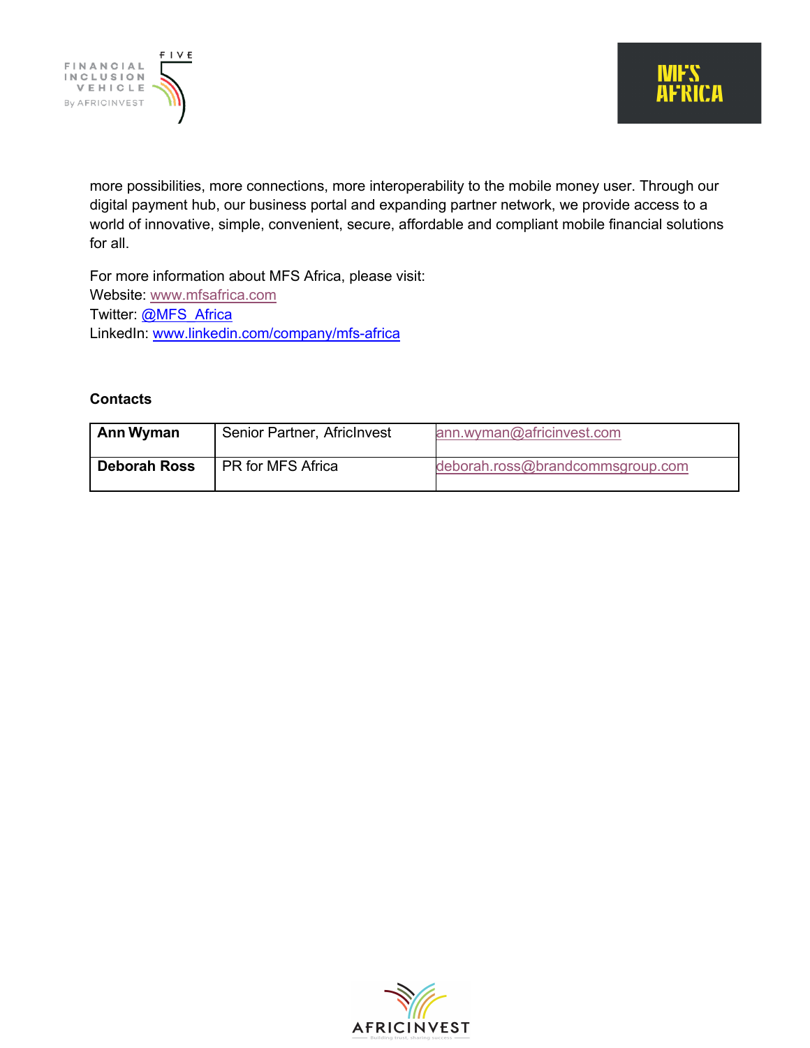more possibilities, more connections, more interoperability to the mobile money user. Through our digital payment hub, our business portal and expanding partner network, we provide access to a world of innovative, simple, convenient, secure, affordable and compliant mobile financial solutions for all.

For more information about MFS Africa, please visit:
Website: www.mfsafrica.com
Twitter: @MFS_Africa
LinkedIn: www.linkedin.com/company/mfs-africa

**Contacts**

| | | |
|---|---|---|
| **Ann Wyman** | Senior Partner, AfricInvest | ann.wyman@africinvest.com |
| **Deborah Ross** | PR for MFS Africa | deborah.ross@brandcommsgroup.com |